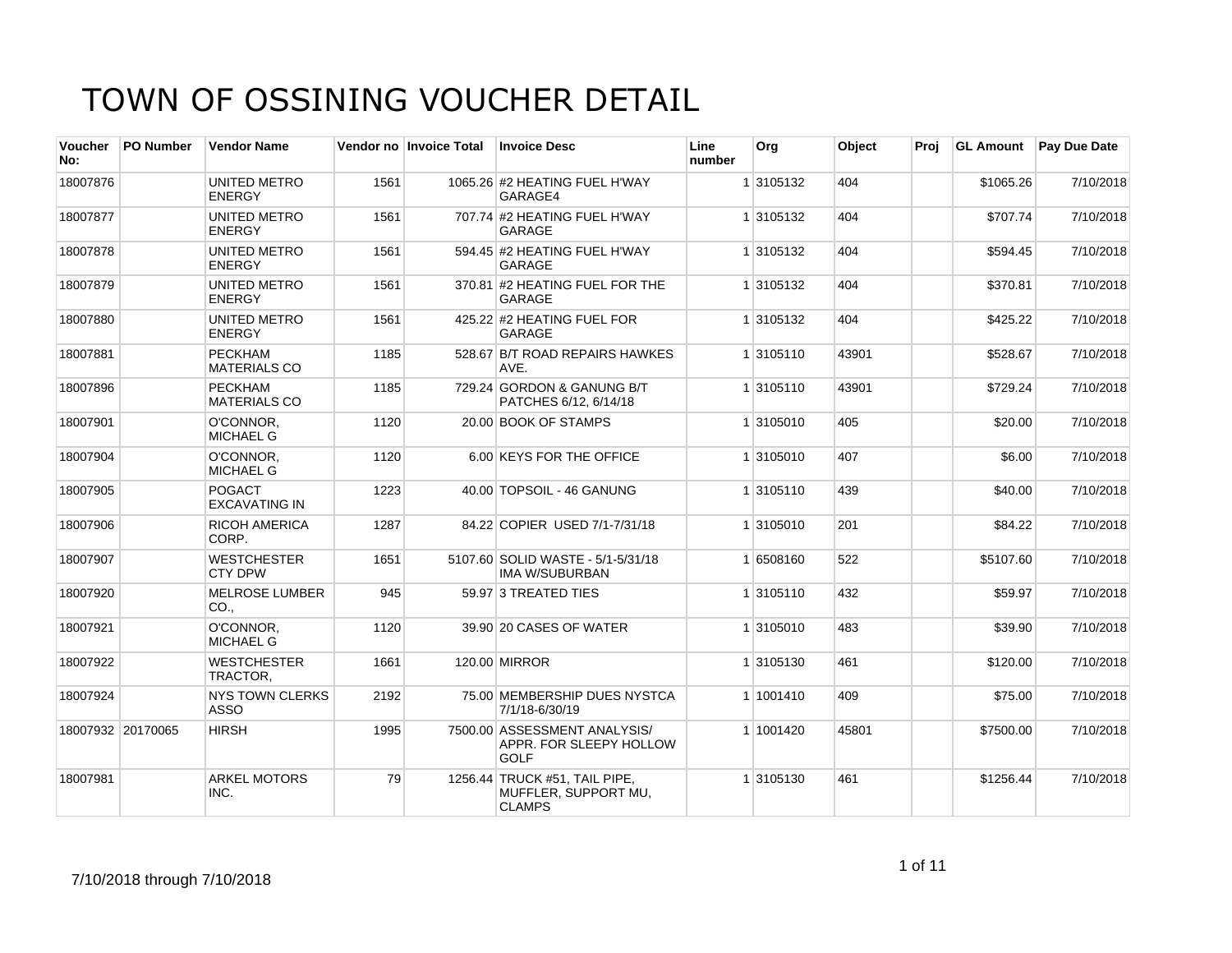# TOWN OF OSSINING VOUCHER DETAIL

| Voucher No: | PO Number | Vendor Name | Vendor no | Invoice Total | Invoice Desc | Line number | Org | Object | Proj | GL Amount | Pay Due Date |
|---|---|---|---|---|---|---|---|---|---|---|---|
| 18007876 | | UNITED METRO ENERGY | 1561 | 1065.26 | #2 HEATING FUEL H'WAY GARAGE4 | 1 | 3105132 | 404 | | $1065.26 | 7/10/2018 |
| 18007877 | | UNITED METRO ENERGY | 1561 | 707.74 | #2 HEATING FUEL H'WAY GARAGE | 1 | 3105132 | 404 | | $707.74 | 7/10/2018 |
| 18007878 | | UNITED METRO ENERGY | 1561 | 594.45 | #2 HEATING FUEL H'WAY GARAGE | 1 | 3105132 | 404 | | $594.45 | 7/10/2018 |
| 18007879 | | UNITED METRO ENERGY | 1561 | 370.81 | #2 HEATING FUEL FOR THE GARAGE | 1 | 3105132 | 404 | | $370.81 | 7/10/2018 |
| 18007880 | | UNITED METRO ENERGY | 1561 | 425.22 | #2 HEATING FUEL FOR GARAGE | 1 | 3105132 | 404 | | $425.22 | 7/10/2018 |
| 18007881 | | PECKHAM MATERIALS CO | 1185 | 528.67 | B/T ROAD REPAIRS HAWKES AVE. | 1 | 3105110 | 43901 | | $528.67 | 7/10/2018 |
| 18007896 | | PECKHAM MATERIALS CO | 1185 | 729.24 | GORDON & GANUNG B/T PATCHES 6/12, 6/14/18 | 1 | 3105110 | 43901 | | $729.24 | 7/10/2018 |
| 18007901 | | O'CONNOR, MICHAEL G | 1120 | 20.00 | BOOK OF STAMPS | 1 | 3105010 | 405 | | $20.00 | 7/10/2018 |
| 18007904 | | O'CONNOR, MICHAEL G | 1120 | 6.00 | KEYS FOR THE OFFICE | 1 | 3105010 | 407 | | $6.00 | 7/10/2018 |
| 18007905 | | POGACT EXCAVATING IN | 1223 | 40.00 | TOPSOIL - 46 GANUNG | 1 | 3105110 | 439 | | $40.00 | 7/10/2018 |
| 18007906 | | RICOH AMERICA CORP. | 1287 | 84.22 | COPIER USED 7/1-7/31/18 | 1 | 3105010 | 201 | | $84.22 | 7/10/2018 |
| 18007907 | | WESTCHESTER CTY DPW | 1651 | 5107.60 | SOLID WASTE - 5/1-5/31/18 IMA W/SUBURBAN | 1 | 6508160 | 522 | | $5107.60 | 7/10/2018 |
| 18007920 | | MELROSE LUMBER CO., | 945 | 59.97 | 3 TREATED TIES | 1 | 3105110 | 432 | | $59.97 | 7/10/2018 |
| 18007921 | | O'CONNOR, MICHAEL G | 1120 | 39.90 | 20 CASES OF WATER | 1 | 3105010 | 483 | | $39.90 | 7/10/2018 |
| 18007922 | | WESTCHESTER TRACTOR, | 1661 | 120.00 | MIRROR | 1 | 3105130 | 461 | | $120.00 | 7/10/2018 |
| 18007924 | | NYS TOWN CLERKS ASSO | 2192 | 75.00 | MEMBERSHIP DUES NYSTCA 7/1/18-6/30/19 | 1 | 1001410 | 409 | | $75.00 | 7/10/2018 |
| 18007932 | 20170065 | HIRSH | 1995 | 7500.00 | ASSESSMENT ANALYSIS/ APPR. FOR SLEEPY HOLLOW GOLF | 1 | 1001420 | 45801 | | $7500.00 | 7/10/2018 |
| 18007981 | | ARKEL MOTORS INC. | 79 | 1256.44 | TRUCK #51, TAIL PIPE, MUFFLER, SUPPORT MU, CLAMPS | 1 | 3105130 | 461 | | $1256.44 | 7/10/2018 |

7/10/2018 through 7/10/2018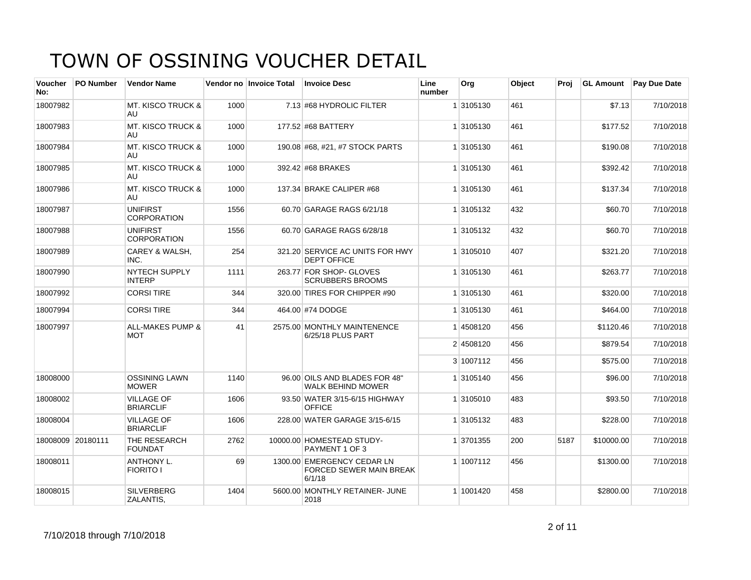# TOWN OF OSSINING VOUCHER DETAIL

| Voucher No: | PO Number | Vendor Name | Vendor no | Invoice Total | Invoice Desc | Line number | Org | Object | Proj | GL Amount | Pay Due Date |
|---|---|---|---|---|---|---|---|---|---|---|---|
| 18007982 | | MT. KISCO TRUCK & AU | 1000 | 7.13 | #68 HYDROLIC FILTER | 1 | 3105130 | 461 | | $7.13 | 7/10/2018 |
| 18007983 | | MT. KISCO TRUCK & AU | 1000 | 177.52 | #68 BATTERY | 1 | 3105130 | 461 | | $177.52 | 7/10/2018 |
| 18007984 | | MT. KISCO TRUCK & AU | 1000 | 190.08 | #68, #21, #7 STOCK PARTS | 1 | 3105130 | 461 | | $190.08 | 7/10/2018 |
| 18007985 | | MT. KISCO TRUCK & AU | 1000 | 392.42 | #68 BRAKES | 1 | 3105130 | 461 | | $392.42 | 7/10/2018 |
| 18007986 | | MT. KISCO TRUCK & AU | 1000 | 137.34 | BRAKE CALIPER #68 | 1 | 3105130 | 461 | | $137.34 | 7/10/2018 |
| 18007987 | | UNIFIRST CORPORATION | 1556 | 60.70 | GARAGE RAGS 6/21/18 | 1 | 3105132 | 432 | | $60.70 | 7/10/2018 |
| 18007988 | | UNIFIRST CORPORATION | 1556 | 60.70 | GARAGE RAGS 6/28/18 | 1 | 3105132 | 432 | | $60.70 | 7/10/2018 |
| 18007989 | | CAREY & WALSH, INC. | 254 | 321.20 | SERVICE AC UNITS FOR HWY DEPT OFFICE | 1 | 3105010 | 407 | | $321.20 | 7/10/2018 |
| 18007990 | | NYTECH SUPPLY INTERP | 1111 | 263.77 | FOR SHOP- GLOVES SCRUBBERS BROOMS | 1 | 3105130 | 461 | | $263.77 | 7/10/2018 |
| 18007992 | | CORSI TIRE | 344 | 320.00 | TIRES FOR CHIPPER #90 | 1 | 3105130 | 461 | | $320.00 | 7/10/2018 |
| 18007994 | | CORSI TIRE | 344 | 464.00 | #74 DODGE | 1 | 3105130 | 461 | | $464.00 | 7/10/2018 |
| 18007997 | | ALL-MAKES PUMP & MOT | 41 | 2575.00 | MONTHLY MAINTENENCE 6/25/18 PLUS PART | 1 | 4508120 | 456 | | $1120.46 | 7/10/2018 |
| | | | | | | 2 | 4508120 | 456 | | $879.54 | 7/10/2018 |
| | | | | | | 3 | 1007112 | 456 | | $575.00 | 7/10/2018 |
| 18008000 | | OSSINING LAWN MOWER | 1140 | 96.00 | OILS AND BLADES FOR 48" WALK BEHIND MOWER | 1 | 3105140 | 456 | | $96.00 | 7/10/2018 |
| 18008002 | | VILLAGE OF BRIARCLIF | 1606 | 93.50 | WATER 3/15-6/15 HIGHWAY OFFICE | 1 | 3105010 | 483 | | $93.50 | 7/10/2018 |
| 18008004 | | VILLAGE OF BRIARCLIF | 1606 | 228.00 | WATER GARAGE 3/15-6/15 | 1 | 3105132 | 483 | | $228.00 | 7/10/2018 |
| 18008009 | 20180111 | THE RESEARCH FOUNDAT | 2762 | 10000.00 | HOMESTEAD STUDY- PAYMENT 1 OF 3 | 1 | 3701355 | 200 | 5187 | $10000.00 | 7/10/2018 |
| 18008011 | | ANTHONY L. FIORITO I | 69 | 1300.00 | EMERGENCY CEDAR LN FORCED SEWER MAIN BREAK 6/1/18 | 1 | 1007112 | 456 | | $1300.00 | 7/10/2018 |
| 18008015 | | SILVERBERG ZALANTIS, | 1404 | 5600.00 | MONTHLY RETAINER- JUNE 2018 | 1 | 1001420 | 458 | | $2800.00 | 7/10/2018 |

7/10/2018 through 7/10/2018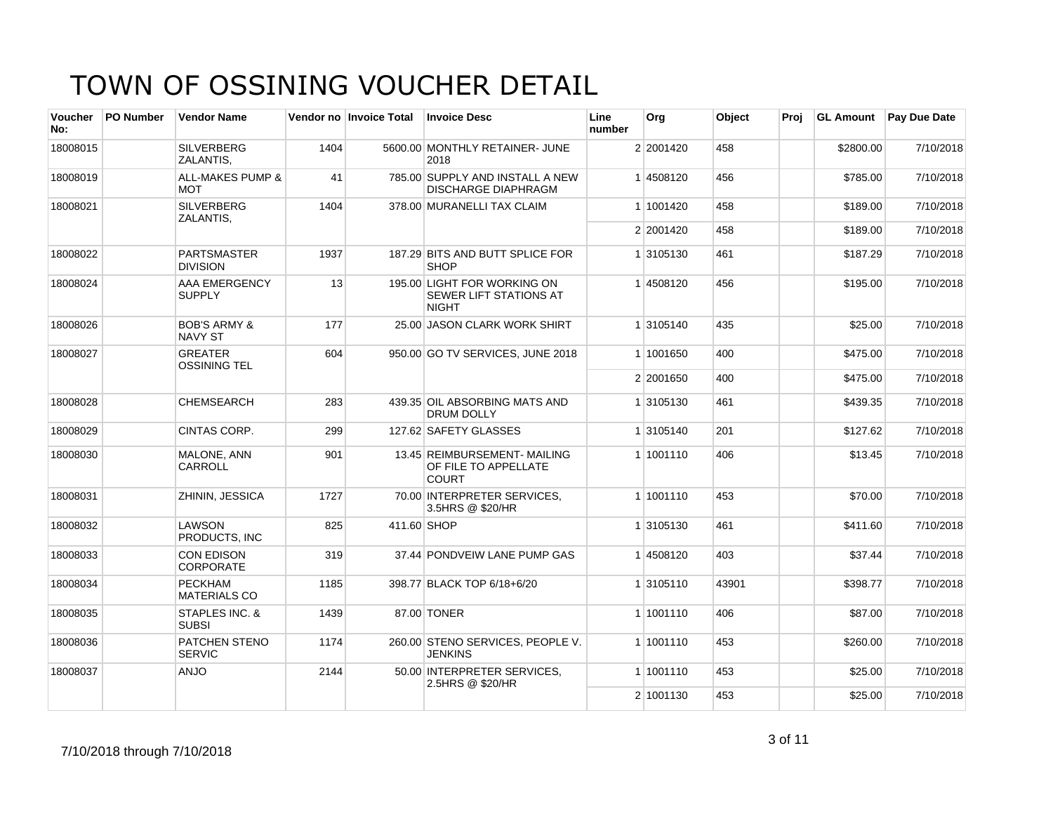# TOWN OF OSSINING VOUCHER DETAIL

| Voucher No: | PO Number | Vendor Name | Vendor no | Invoice Total | Invoice Desc | Line number | Org | Object | Proj | GL Amount | Pay Due Date |
|---|---|---|---|---|---|---|---|---|---|---|---|
| 18008015 | | SILVERBERG ZALANTIS, | 1404 | 5600.00 | MONTHLY RETAINER- JUNE 2018 | 2 | 2001420 | 458 | | $2800.00 | 7/10/2018 |
| 18008019 | | ALL-MAKES PUMP & MOT | 41 | 785.00 | SUPPLY AND INSTALL A NEW DISCHARGE DIAPHRAGM | 1 | 4508120 | 456 | | $785.00 | 7/10/2018 |
| 18008021 | | SILVERBERG ZALANTIS, | 1404 | 378.00 | MURANELLI TAX CLAIM | 1 | 1001420 | 458 | | $189.00 | 7/10/2018 |
| | | | | | | 2 | 2001420 | 458 | | $189.00 | 7/10/2018 |
| 18008022 | | PARTSMASTER DIVISION | 1937 | 187.29 | BITS AND BUTT SPLICE FOR SHOP | 1 | 3105130 | 461 | | $187.29 | 7/10/2018 |
| 18008024 | | AAA EMERGENCY SUPPLY | 13 | 195.00 | LIGHT FOR WORKING ON SEWER LIFT STATIONS AT NIGHT | 1 | 4508120 | 456 | | $195.00 | 7/10/2018 |
| 18008026 | | BOB'S ARMY & NAVY ST | 177 | 25.00 | JASON CLARK WORK SHIRT | 1 | 3105140 | 435 | | $25.00 | 7/10/2018 |
| 18008027 | | GREATER OSSINING TEL | 604 | 950.00 | GO TV SERVICES, JUNE 2018 | 1 | 1001650 | 400 | | $475.00 | 7/10/2018 |
| | | | | | | 2 | 2001650 | 400 | | $475.00 | 7/10/2018 |
| 18008028 | | CHEMSEARCH | 283 | 439.35 | OIL ABSORBING MATS AND DRUM DOLLY | 1 | 3105130 | 461 | | $439.35 | 7/10/2018 |
| 18008029 | | CINTAS CORP. | 299 | 127.62 | SAFETY GLASSES | 1 | 3105140 | 201 | | $127.62 | 7/10/2018 |
| 18008030 | | MALONE, ANN CARROLL | 901 | 13.45 | REIMBURSEMENT- MAILING OF FILE TO APPELLATE COURT | 1 | 1001110 | 406 | | $13.45 | 7/10/2018 |
| 18008031 | | ZHININ, JESSICA | 1727 | 70.00 | INTERPRETER SERVICES, 3.5HRS @ $20/HR | 1 | 1001110 | 453 | | $70.00 | 7/10/2018 |
| 18008032 | | LAWSON PRODUCTS, INC | 825 | 411.60 | SHOP | 1 | 3105130 | 461 | | $411.60 | 7/10/2018 |
| 18008033 | | CON EDISON CORPORATE | 319 | 37.44 | PONDVEIW LANE PUMP GAS | 1 | 4508120 | 403 | | $37.44 | 7/10/2018 |
| 18008034 | | PECKHAM MATERIALS CO | 1185 | 398.77 | BLACK TOP 6/18+6/20 | 1 | 3105110 | 43901 | | $398.77 | 7/10/2018 |
| 18008035 | | STAPLES INC. & SUBSI | 1439 | 87.00 | TONER | 1 | 1001110 | 406 | | $87.00 | 7/10/2018 |
| 18008036 | | PATCHEN STENO SERVIC | 1174 | 260.00 | STENO SERVICES, PEOPLE V. JENKINS | 1 | 1001110 | 453 | | $260.00 | 7/10/2018 |
| 18008037 | | ANJO | 2144 | 50.00 | INTERPRETER SERVICES, 2.5HRS @ $20/HR | 1 | 1001110 | 453 | | $25.00 | 7/10/2018 |
| | | | | | | 2 | 1001130 | 453 | | $25.00 | 7/10/2018 |

7/10/2018 through 7/10/2018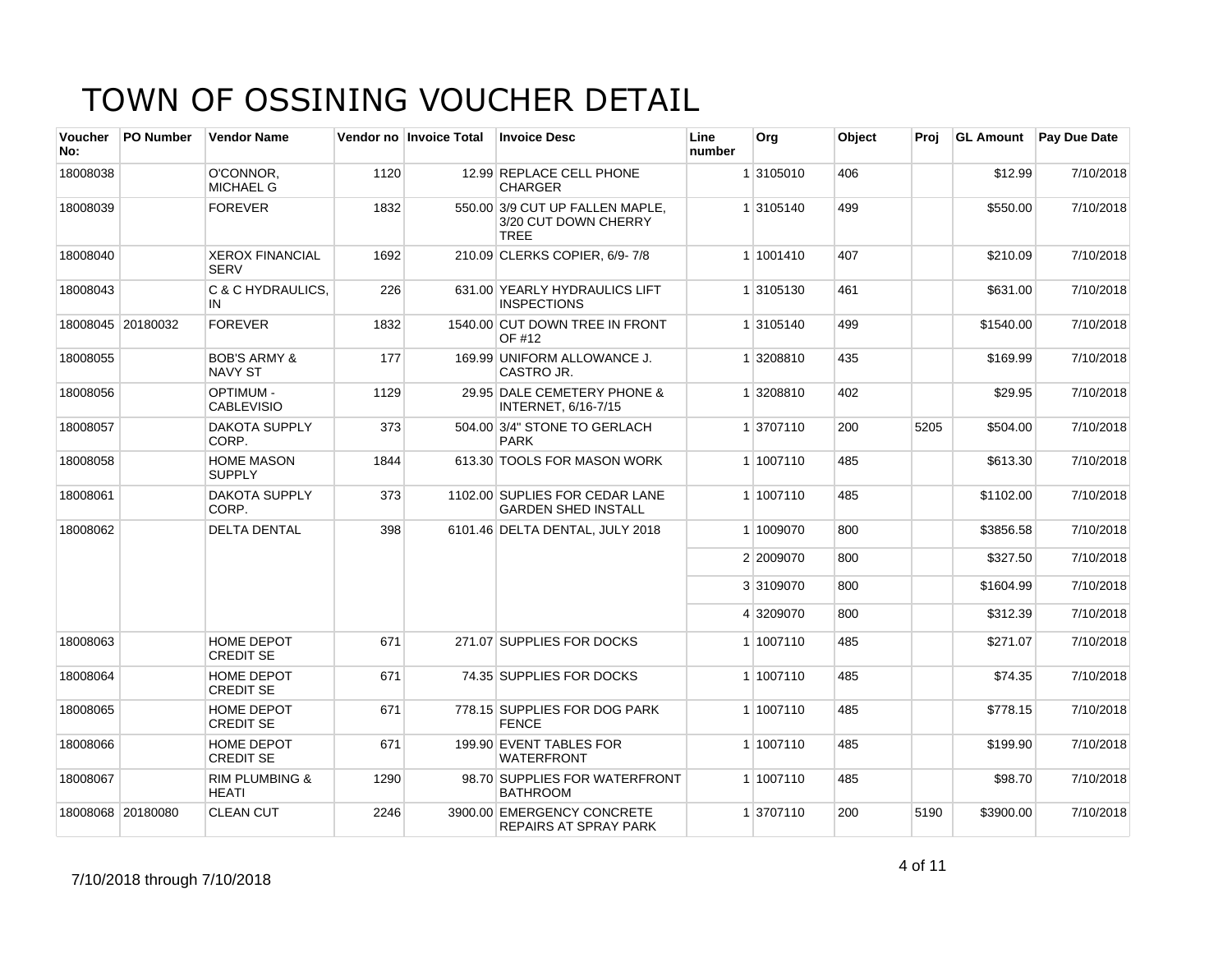# TOWN OF OSSINING VOUCHER DETAIL

| Voucher No: | PO Number | Vendor Name | Vendor no | Invoice Total | Invoice Desc | Line number | Org | Object | Proj | GL Amount | Pay Due Date |
|---|---|---|---|---|---|---|---|---|---|---|---|
| 18008038 | | O'CONNOR, MICHAEL G | 1120 | 12.99 | REPLACE CELL PHONE CHARGER | 1 | 3105010 | 406 | | $12.99 | 7/10/2018 |
| 18008039 | | FOREVER | 1832 | 550.00 | 3/9 CUT UP FALLEN MAPLE, 3/20 CUT DOWN CHERRY TREE | 1 | 3105140 | 499 | | $550.00 | 7/10/2018 |
| 18008040 | | XEROX FINANCIAL SERV | 1692 | 210.09 | CLERKS COPIER, 6/9- 7/8 | 1 | 1001410 | 407 | | $210.09 | 7/10/2018 |
| 18008043 | | C & C HYDRAULICS, IN | 226 | 631.00 | YEARLY HYDRAULICS LIFT INSPECTIONS | 1 | 3105130 | 461 | | $631.00 | 7/10/2018 |
| 18008045 | 20180032 | FOREVER | 1832 | 1540.00 | CUT DOWN TREE IN FRONT OF #12 | 1 | 3105140 | 499 | | $1540.00 | 7/10/2018 |
| 18008055 | | BOB'S ARMY & NAVY ST | 177 | 169.99 | UNIFORM ALLOWANCE J. CASTRO JR. | 1 | 3208810 | 435 | | $169.99 | 7/10/2018 |
| 18008056 | | OPTIMUM - CABLEVISIO | 1129 | 29.95 | DALE CEMETERY PHONE & INTERNET, 6/16-7/15 | 1 | 3208810 | 402 | | $29.95 | 7/10/2018 |
| 18008057 | | DAKOTA SUPPLY CORP. | 373 | 504.00 | 3/4" STONE TO GERLACH PARK | 1 | 3707110 | 200 | 5205 | $504.00 | 7/10/2018 |
| 18008058 | | HOME MASON SUPPLY | 1844 | 613.30 | TOOLS FOR MASON WORK | 1 | 1007110 | 485 | | $613.30 | 7/10/2018 |
| 18008061 | | DAKOTA SUPPLY CORP. | 373 | 1102.00 | SUPLIES FOR CEDAR LANE GARDEN SHED INSTALL | 1 | 1007110 | 485 | | $1102.00 | 7/10/2018 |
| 18008062 | | DELTA DENTAL | 398 | 6101.46 | DELTA DENTAL, JULY 2018 | 1 | 1009070 | 800 | | $3856.58 | 7/10/2018 |
| | | | | | | 2 | 2009070 | 800 | | $327.50 | 7/10/2018 |
| | | | | | | 3 | 3109070 | 800 | | $1604.99 | 7/10/2018 |
| | | | | | | 4 | 3209070 | 800 | | $312.39 | 7/10/2018 |
| 18008063 | | HOME DEPOT CREDIT SE | 671 | 271.07 | SUPPLIES FOR DOCKS | 1 | 1007110 | 485 | | $271.07 | 7/10/2018 |
| 18008064 | | HOME DEPOT CREDIT SE | 671 | 74.35 | SUPPLIES FOR DOCKS | 1 | 1007110 | 485 | | $74.35 | 7/10/2018 |
| 18008065 | | HOME DEPOT CREDIT SE | 671 | 778.15 | SUPPLIES FOR DOG PARK FENCE | 1 | 1007110 | 485 | | $778.15 | 7/10/2018 |
| 18008066 | | HOME DEPOT CREDIT SE | 671 | 199.90 | EVENT TABLES FOR WATERFRONT | 1 | 1007110 | 485 | | $199.90 | 7/10/2018 |
| 18008067 | | RIM PLUMBING & HEATI | 1290 | 98.70 | SUPPLIES FOR WATERFRONT BATHROOM | 1 | 1007110 | 485 | | $98.70 | 7/10/2018 |
| 18008068 | 20180080 | CLEAN CUT | 2246 | 3900.00 | EMERGENCY CONCRETE REPAIRS AT SPRAY PARK | 1 | 3707110 | 200 | 5190 | $3900.00 | 7/10/2018 |

7/10/2018 through 7/10/2018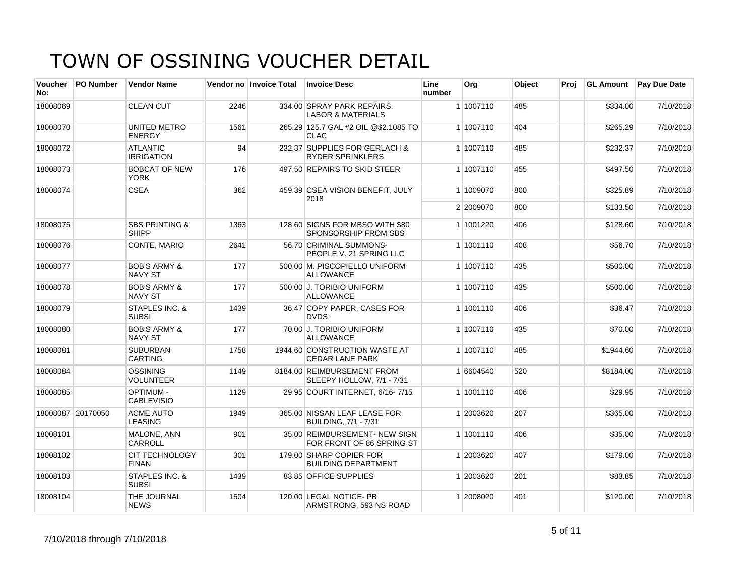# TOWN OF OSSINING VOUCHER DETAIL

| Voucher No: | PO Number | Vendor Name | Vendor no | Invoice Total | Invoice Desc | Line number | Org | Object | Proj | GL Amount | Pay Due Date |
|---|---|---|---|---|---|---|---|---|---|---|---|
| 18008069 | | CLEAN CUT | 2246 | 334.00 | SPRAY PARK REPAIRS: LABOR & MATERIALS | 1 | 1007110 | 485 | | $334.00 | 7/10/2018 |
| 18008070 | | UNITED METRO ENERGY | 1561 | 265.29 | 125.7 GAL #2 OIL @$2.1085 TO CLAC | 1 | 1007110 | 404 | | $265.29 | 7/10/2018 |
| 18008072 | | ATLANTIC IRRIGATION | 94 | 232.37 | SUPPLIES FOR GERLACH & RYDER SPRINKLERS | 1 | 1007110 | 485 | | $232.37 | 7/10/2018 |
| 18008073 | | BOBCAT OF NEW YORK | 176 | 497.50 | REPAIRS TO SKID STEER | 1 | 1007110 | 455 | | $497.50 | 7/10/2018 |
| 18008074 | | CSEA | 362 | 459.39 | CSEA VISION BENEFIT, JULY 2018 | 1 | 1009070 | 800 | | $325.89 | 7/10/2018 |
| | | | | | | 2 | 2009070 | 800 | | $133.50 | 7/10/2018 |
| 18008075 | | SBS PRINTING & SHIPP | 1363 | 128.60 | SIGNS FOR MBSO WITH $80 SPONSORSHIP FROM SBS | 1 | 1001220 | 406 | | $128.60 | 7/10/2018 |
| 18008076 | | CONTE, MARIO | 2641 | 56.70 | CRIMINAL SUMMONS- PEOPLE V. 21 SPRING LLC | 1 | 1001110 | 408 | | $56.70 | 7/10/2018 |
| 18008077 | | BOB'S ARMY & NAVY ST | 177 | 500.00 | M. PISCOPIELLO UNIFORM ALLOWANCE | 1 | 1007110 | 435 | | $500.00 | 7/10/2018 |
| 18008078 | | BOB'S ARMY & NAVY ST | 177 | 500.00 | J. TORIBIO UNIFORM ALLOWANCE | 1 | 1007110 | 435 | | $500.00 | 7/10/2018 |
| 18008079 | | STAPLES INC. & SUBSI | 1439 | 36.47 | COPY PAPER, CASES FOR DVDS | 1 | 1001110 | 406 | | $36.47 | 7/10/2018 |
| 18008080 | | BOB'S ARMY & NAVY ST | 177 | 70.00 | J. TORIBIO UNIFORM ALLOWANCE | 1 | 1007110 | 435 | | $70.00 | 7/10/2018 |
| 18008081 | | SUBURBAN CARTING | 1758 | 1944.60 | CONSTRUCTION WASTE AT CEDAR LANE PARK | 1 | 1007110 | 485 | | $1944.60 | 7/10/2018 |
| 18008084 | | OSSINING VOLUNTEER | 1149 | 8184.00 | REIMBURSEMENT FROM SLEEPY HOLLOW, 7/1 - 7/31 | 1 | 6604540 | 520 | | $8184.00 | 7/10/2018 |
| 18008085 | | OPTIMUM - CABLEVISIO | 1129 | 29.95 | COURT INTERNET, 6/16- 7/15 | 1 | 1001110 | 406 | | $29.95 | 7/10/2018 |
| 18008087 | 20170050 | ACME AUTO LEASING | 1949 | 365.00 | NISSAN LEAF LEASE FOR BUILDING, 7/1 - 7/31 | 1 | 2003620 | 207 | | $365.00 | 7/10/2018 |
| 18008101 | | MALONE, ANN CARROLL | 901 | 35.00 | REIMBURSEMENT- NEW SIGN FOR FRONT OF 86 SPRING ST | 1 | 1001110 | 406 | | $35.00 | 7/10/2018 |
| 18008102 | | CIT TECHNOLOGY FINAN | 301 | 179.00 | SHARP COPIER FOR BUILDING DEPARTMENT | 1 | 2003620 | 407 | | $179.00 | 7/10/2018 |
| 18008103 | | STAPLES INC. & SUBSI | 1439 | 83.85 | OFFICE SUPPLIES | 1 | 2003620 | 201 | | $83.85 | 7/10/2018 |
| 18008104 | | THE JOURNAL NEWS | 1504 | 120.00 | LEGAL NOTICE- PB ARMSTRONG, 593 NS ROAD | 1 | 2008020 | 401 | | $120.00 | 7/10/2018 |

7/10/2018 through 7/10/2018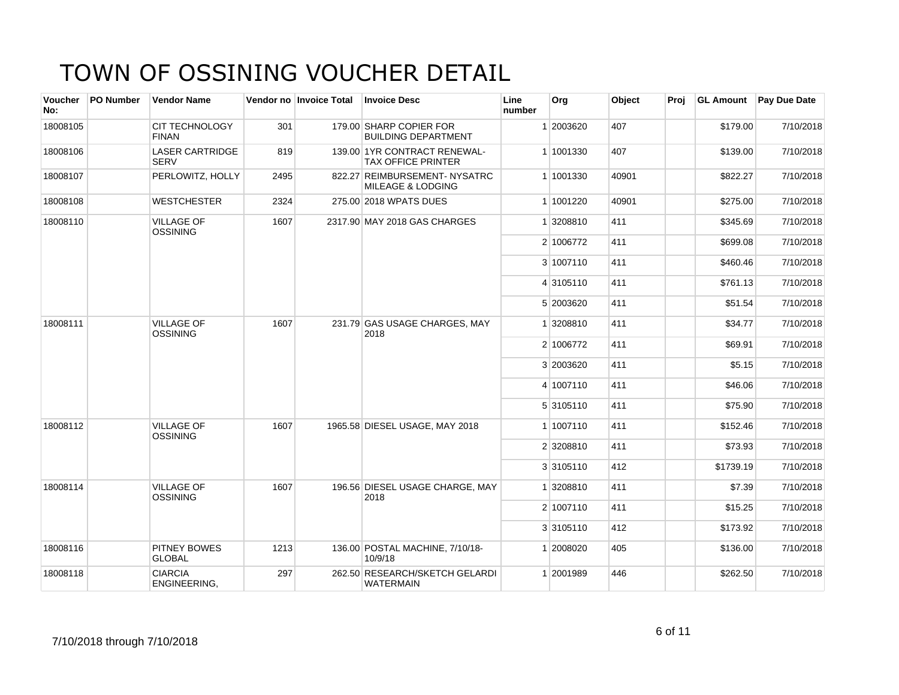# TOWN OF OSSINING VOUCHER DETAIL

| Voucher No: | PO Number | Vendor Name | Vendor no | Invoice Total | Invoice Desc | Line number | Org | Object | Proj | GL Amount | Pay Due Date |
|---|---|---|---|---|---|---|---|---|---|---|---|
| 18008105 | | CIT TECHNOLOGY FINAN | 301 | 179.00 | SHARP COPIER FOR BUILDING DEPARTMENT | 1 | 2003620 | 407 | | $179.00 | 7/10/2018 |
| 18008106 | | LASER CARTRIDGE SERV | 819 | 139.00 | 1YR CONTRACT RENEWAL- TAX OFFICE PRINTER | 1 | 1001330 | 407 | | $139.00 | 7/10/2018 |
| 18008107 | | PERLOWITZ, HOLLY | 2495 | 822.27 | REIMBURSEMENT- NYSATRC MILEAGE & LODGING | 1 | 1001330 | 40901 | | $822.27 | 7/10/2018 |
| 18008108 | | WESTCHESTER | 2324 | 275.00 | 2018 WPATS DUES | 1 | 1001220 | 40901 | | $275.00 | 7/10/2018 |
| 18008110 | | VILLAGE OF OSSINING | 1607 | 2317.90 | MAY 2018 GAS CHARGES | 1 | 3208810 | 411 | | $345.69 | 7/10/2018 |
| | | | | | | 2 | 1006772 | 411 | | $699.08 | 7/10/2018 |
| | | | | | | 3 | 1007110 | 411 | | $460.46 | 7/10/2018 |
| | | | | | | 4 | 3105110 | 411 | | $761.13 | 7/10/2018 |
| | | | | | | 5 | 2003620 | 411 | | $51.54 | 7/10/2018 |
| 18008111 | | VILLAGE OF OSSINING | 1607 | 231.79 | GAS USAGE CHARGES, MAY 2018 | 1 | 3208810 | 411 | | $34.77 | 7/10/2018 |
| | | | | | | 2 | 1006772 | 411 | | $69.91 | 7/10/2018 |
| | | | | | | 3 | 2003620 | 411 | | $5.15 | 7/10/2018 |
| | | | | | | 4 | 1007110 | 411 | | $46.06 | 7/10/2018 |
| | | | | | | 5 | 3105110 | 411 | | $75.90 | 7/10/2018 |
| 18008112 | | VILLAGE OF OSSINING | 1607 | 1965.58 | DIESEL USAGE, MAY 2018 | 1 | 1007110 | 411 | | $152.46 | 7/10/2018 |
| | | | | | | 2 | 3208810 | 411 | | $73.93 | 7/10/2018 |
| | | | | | | 3 | 3105110 | 412 | | $1739.19 | 7/10/2018 |
| 18008114 | | VILLAGE OF OSSINING | 1607 | 196.56 | DIESEL USAGE CHARGE, MAY 2018 | 1 | 3208810 | 411 | | $7.39 | 7/10/2018 |
| | | | | | | 2 | 1007110 | 411 | | $15.25 | 7/10/2018 |
| | | | | | | 3 | 3105110 | 412 | | $173.92 | 7/10/2018 |
| 18008116 | | PITNEY BOWES GLOBAL | 1213 | 136.00 | POSTAL MACHINE, 7/10/18-10/9/18 | 1 | 2008020 | 405 | | $136.00 | 7/10/2018 |
| 18008118 | | CIARCIA ENGINEERING, | 297 | 262.50 | RESEARCH/SKETCH GELARDI WATERMAIN | 1 | 2001989 | 446 | | $262.50 | 7/10/2018 |

7/10/2018 through 7/10/2018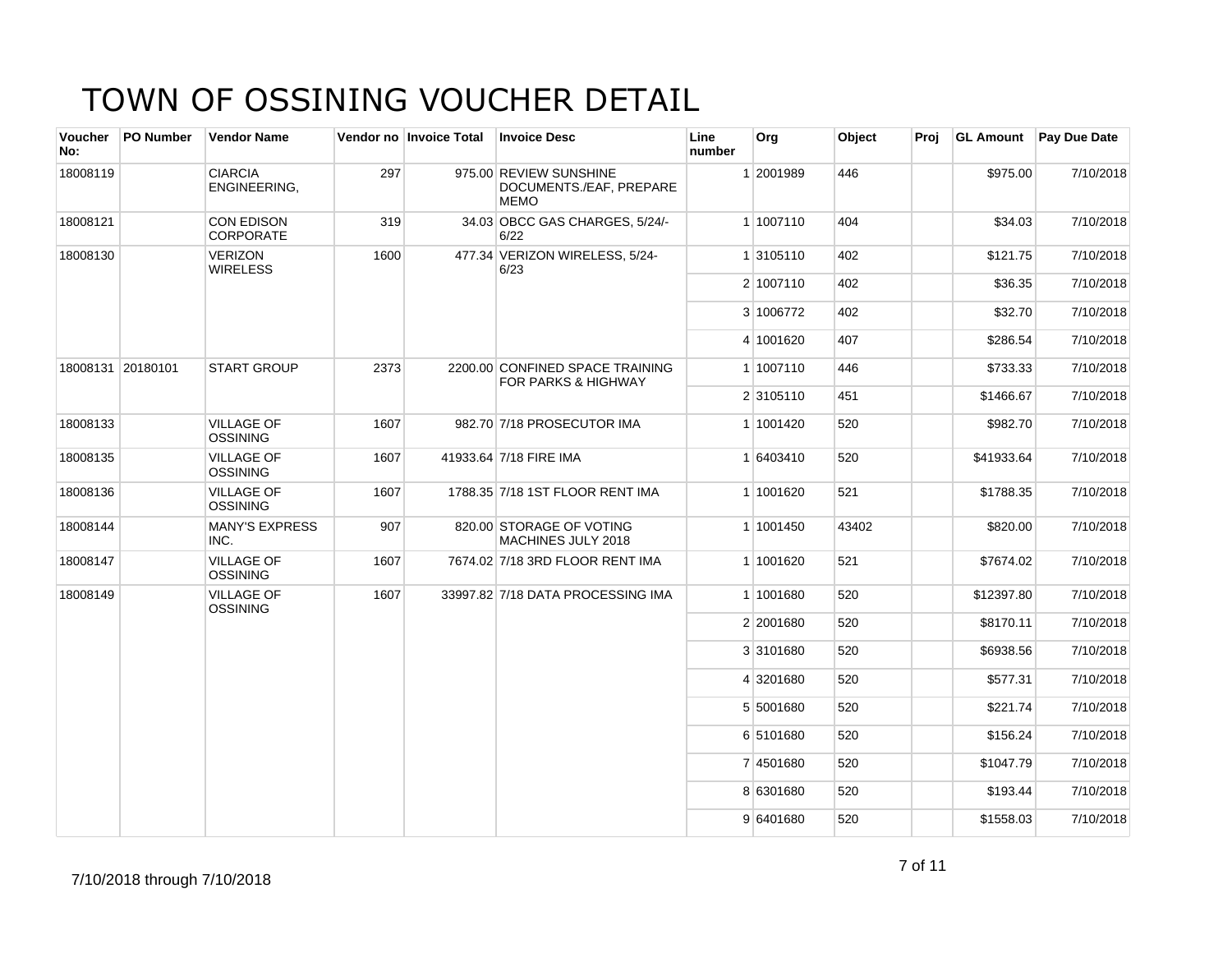# TOWN OF OSSINING VOUCHER DETAIL

| Voucher No: | PO Number | Vendor Name | Vendor no | Invoice Total | Invoice Desc | Line number | Org | Object | Proj | GL Amount | Pay Due Date |
|---|---|---|---|---|---|---|---|---|---|---|---|
| 18008119 | | CIARCIA ENGINEERING, | 297 | 975.00 | REVIEW SUNSHINE DOCUMENTS./EAF, PREPARE MEMO | 1 | 2001989 | 446 | | $975.00 | 7/10/2018 |
| 18008121 | | CON EDISON CORPORATE | 319 | 34.03 | OBCC GAS CHARGES, 5/24/-6/22 | 1 | 1007110 | 404 | | $34.03 | 7/10/2018 |
| 18008130 | | VERIZON WIRELESS | 1600 | 477.34 | VERIZON WIRELESS, 5/24-6/23 | 1 | 3105110 | 402 | | $121.75 | 7/10/2018 |
| | | | | | | 2 | 1007110 | 402 | | $36.35 | 7/10/2018 |
| | | | | | | 3 | 1006772 | 402 | | $32.70 | 7/10/2018 |
| | | | | | | 4 | 1001620 | 407 | | $286.54 | 7/10/2018 |
| 18008131 | 20180101 | START GROUP | 2373 | 2200.00 | CONFINED SPACE TRAINING FOR PARKS & HIGHWAY | 1 | 1007110 | 446 | | $733.33 | 7/10/2018 |
| | | | | | | 2 | 3105110 | 451 | | $1466.67 | 7/10/2018 |
| 18008133 | | VILLAGE OF OSSINING | 1607 | 982.70 | 7/18 PROSECUTOR IMA | 1 | 1001420 | 520 | | $982.70 | 7/10/2018 |
| 18008135 | | VILLAGE OF OSSINING | 1607 | 41933.64 | 7/18 FIRE IMA | 1 | 6403410 | 520 | | $41933.64 | 7/10/2018 |
| 18008136 | | VILLAGE OF OSSINING | 1607 | 1788.35 | 7/18 1ST FLOOR RENT IMA | 1 | 1001620 | 521 | | $1788.35 | 7/10/2018 |
| 18008144 | | MANY'S EXPRESS INC. | 907 | 820.00 | STORAGE OF VOTING MACHINES JULY 2018 | 1 | 1001450 | 43402 | | $820.00 | 7/10/2018 |
| 18008147 | | VILLAGE OF OSSINING | 1607 | 7674.02 | 7/18 3RD FLOOR RENT IMA | 1 | 1001620 | 521 | | $7674.02 | 7/10/2018 |
| 18008149 | | VILLAGE OF OSSINING | 1607 | 33997.82 | 7/18 DATA PROCESSING IMA | 1 | 1001680 | 520 | | $12397.80 | 7/10/2018 |
| | | | | | | 2 | 2001680 | 520 | | $8170.11 | 7/10/2018 |
| | | | | | | 3 | 3101680 | 520 | | $6938.56 | 7/10/2018 |
| | | | | | | 4 | 3201680 | 520 | | $577.31 | 7/10/2018 |
| | | | | | | 5 | 5001680 | 520 | | $221.74 | 7/10/2018 |
| | | | | | | 6 | 5101680 | 520 | | $156.24 | 7/10/2018 |
| | | | | | | 7 | 4501680 | 520 | | $1047.79 | 7/10/2018 |
| | | | | | | 8 | 6301680 | 520 | | $193.44 | 7/10/2018 |
| | | | | | | 9 | 6401680 | 520 | | $1558.03 | 7/10/2018 |

7/10/2018 through 7/10/2018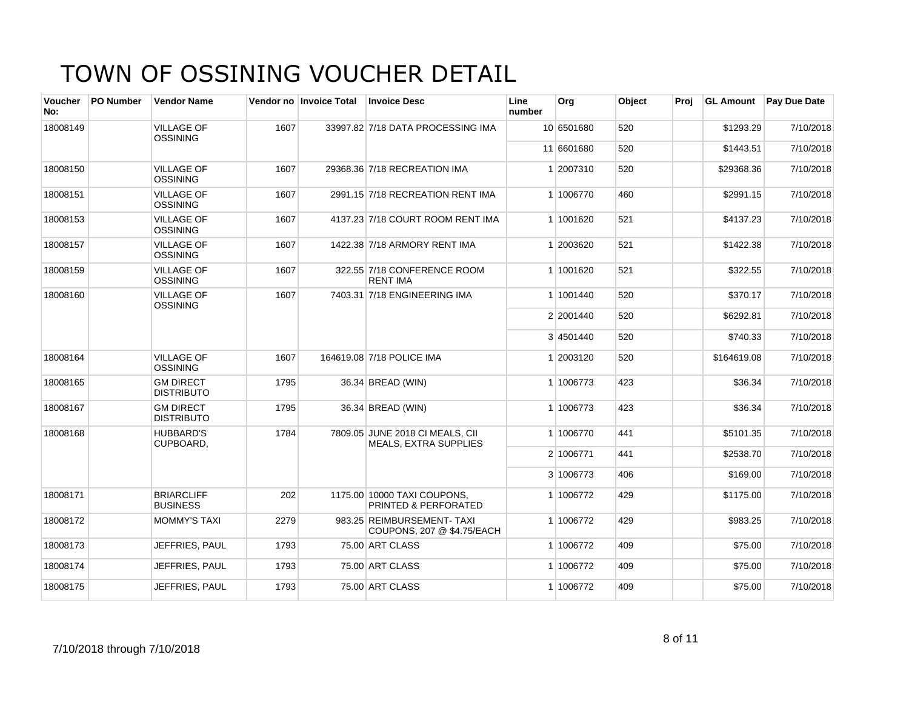# TOWN OF OSSINING VOUCHER DETAIL

| Voucher No: | PO Number | Vendor Name | Vendor no | Invoice Total | Invoice Desc | Line number | Org | Object | Proj | GL Amount | Pay Due Date |
|---|---|---|---|---|---|---|---|---|---|---|---|
| 18008149 | | VILLAGE OF OSSINING | 1607 | 33997.82 | 7/18 DATA PROCESSING IMA | 10 | 6501680 | 520 | | $1293.29 | 7/10/2018 |
| | | | | | | 11 | 6601680 | 520 | | $1443.51 | 7/10/2018 |
| 18008150 | | VILLAGE OF OSSINING | 1607 | 29368.36 | 7/18 RECREATION IMA | 1 | 2007310 | 520 | | $29368.36 | 7/10/2018 |
| 18008151 | | VILLAGE OF OSSINING | 1607 | 2991.15 | 7/18 RECREATION RENT IMA | 1 | 1006770 | 460 | | $2991.15 | 7/10/2018 |
| 18008153 | | VILLAGE OF OSSINING | 1607 | 4137.23 | 7/18 COURT ROOM RENT IMA | 1 | 1001620 | 521 | | $4137.23 | 7/10/2018 |
| 18008157 | | VILLAGE OF OSSINING | 1607 | 1422.38 | 7/18 ARMORY RENT IMA | 1 | 2003620 | 521 | | $1422.38 | 7/10/2018 |
| 18008159 | | VILLAGE OF OSSINING | 1607 | 322.55 | 7/18 CONFERENCE ROOM RENT IMA | 1 | 1001620 | 521 | | $322.55 | 7/10/2018 |
| 18008160 | | VILLAGE OF OSSINING | 1607 | 7403.31 | 7/18 ENGINEERING IMA | 1 | 1001440 | 520 | | $370.17 | 7/10/2018 |
| | | | | | | 2 | 2001440 | 520 | | $6292.81 | 7/10/2018 |
| | | | | | | 3 | 4501440 | 520 | | $740.33 | 7/10/2018 |
| 18008164 | | VILLAGE OF OSSINING | 1607 | 164619.08 | 7/18 POLICE IMA | 1 | 2003120 | 520 | | $164619.08 | 7/10/2018 |
| 18008165 | | GM DIRECT DISTRIBUTO | 1795 | 36.34 | BREAD (WIN) | 1 | 1006773 | 423 | | $36.34 | 7/10/2018 |
| 18008167 | | GM DIRECT DISTRIBUTO | 1795 | 36.34 | BREAD (WIN) | 1 | 1006773 | 423 | | $36.34 | 7/10/2018 |
| 18008168 | | HUBBARD'S CUPBOARD, | 1784 | 7809.05 | JUNE 2018 CI MEALS, CII MEALS, EXTRA SUPPLIES | 1 | 1006770 | 441 | | $5101.35 | 7/10/2018 |
| | | | | | | 2 | 1006771 | 441 | | $2538.70 | 7/10/2018 |
| | | | | | | 3 | 1006773 | 406 | | $169.00 | 7/10/2018 |
| 18008171 | | BRIARCLIFF BUSINESS | 202 | 1175.00 | 10000 TAXI COUPONS, PRINTED & PERFORATED | 1 | 1006772 | 429 | | $1175.00 | 7/10/2018 |
| 18008172 | | MOMMY'S TAXI | 2279 | 983.25 | REIMBURSEMENT- TAXI COUPONS, 207 @ $4.75/EACH | 1 | 1006772 | 429 | | $983.25 | 7/10/2018 |
| 18008173 | | JEFFRIES, PAUL | 1793 | 75.00 | ART CLASS | 1 | 1006772 | 409 | | $75.00 | 7/10/2018 |
| 18008174 | | JEFFRIES, PAUL | 1793 | 75.00 | ART CLASS | 1 | 1006772 | 409 | | $75.00 | 7/10/2018 |
| 18008175 | | JEFFRIES, PAUL | 1793 | 75.00 | ART CLASS | 1 | 1006772 | 409 | | $75.00 | 7/10/2018 |

7/10/2018 through 7/10/2018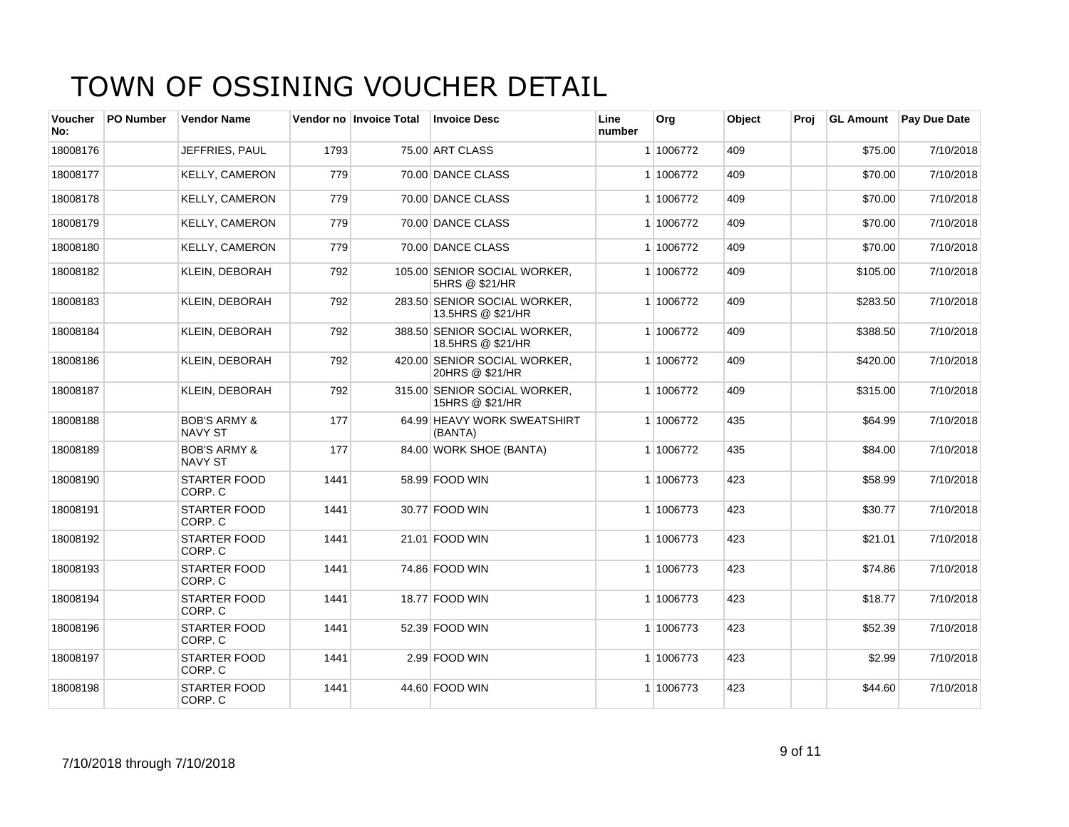# TOWN OF OSSINING VOUCHER DETAIL

| Voucher No: | PO Number | Vendor Name | Vendor no | Invoice Total | Invoice Desc | Line number | Org | Object | Proj | GL Amount | Pay Due Date |
|---|---|---|---|---|---|---|---|---|---|---|---|
| 18008176 | | JEFFRIES, PAUL | 1793 | 75.00 | ART CLASS | 1 | 1006772 | 409 | | $75.00 | 7/10/2018 |
| 18008177 | | KELLY, CAMERON | 779 | 70.00 | DANCE CLASS | 1 | 1006772 | 409 | | $70.00 | 7/10/2018 |
| 18008178 | | KELLY, CAMERON | 779 | 70.00 | DANCE CLASS | 1 | 1006772 | 409 | | $70.00 | 7/10/2018 |
| 18008179 | | KELLY, CAMERON | 779 | 70.00 | DANCE CLASS | 1 | 1006772 | 409 | | $70.00 | 7/10/2018 |
| 18008180 | | KELLY, CAMERON | 779 | 70.00 | DANCE CLASS | 1 | 1006772 | 409 | | $70.00 | 7/10/2018 |
| 18008182 | | KLEIN, DEBORAH | 792 | 105.00 | SENIOR SOCIAL WORKER, 5HRS @ $21/HR | 1 | 1006772 | 409 | | $105.00 | 7/10/2018 |
| 18008183 | | KLEIN, DEBORAH | 792 | 283.50 | SENIOR SOCIAL WORKER, 13.5HRS @ $21/HR | 1 | 1006772 | 409 | | $283.50 | 7/10/2018 |
| 18008184 | | KLEIN, DEBORAH | 792 | 388.50 | SENIOR SOCIAL WORKER, 18.5HRS @ $21/HR | 1 | 1006772 | 409 | | $388.50 | 7/10/2018 |
| 18008186 | | KLEIN, DEBORAH | 792 | 420.00 | SENIOR SOCIAL WORKER, 20HRS @ $21/HR | 1 | 1006772 | 409 | | $420.00 | 7/10/2018 |
| 18008187 | | KLEIN, DEBORAH | 792 | 315.00 | SENIOR SOCIAL WORKER, 15HRS @ $21/HR | 1 | 1006772 | 409 | | $315.00 | 7/10/2018 |
| 18008188 | | BOB'S ARMY & NAVY ST | 177 | 64.99 | HEAVY WORK SWEATSHIRT (BANTA) | 1 | 1006772 | 435 | | $64.99 | 7/10/2018 |
| 18008189 | | BOB'S ARMY & NAVY ST | 177 | 84.00 | WORK SHOE (BANTA) | 1 | 1006772 | 435 | | $84.00 | 7/10/2018 |
| 18008190 | | STARTER FOOD CORP. C | 1441 | 58.99 | FOOD WIN | 1 | 1006773 | 423 | | $58.99 | 7/10/2018 |
| 18008191 | | STARTER FOOD CORP. C | 1441 | 30.77 | FOOD WIN | 1 | 1006773 | 423 | | $30.77 | 7/10/2018 |
| 18008192 | | STARTER FOOD CORP. C | 1441 | 21.01 | FOOD WIN | 1 | 1006773 | 423 | | $21.01 | 7/10/2018 |
| 18008193 | | STARTER FOOD CORP. C | 1441 | 74.86 | FOOD WIN | 1 | 1006773 | 423 | | $74.86 | 7/10/2018 |
| 18008194 | | STARTER FOOD CORP. C | 1441 | 18.77 | FOOD WIN | 1 | 1006773 | 423 | | $18.77 | 7/10/2018 |
| 18008196 | | STARTER FOOD CORP. C | 1441 | 52.39 | FOOD WIN | 1 | 1006773 | 423 | | $52.39 | 7/10/2018 |
| 18008197 | | STARTER FOOD CORP. C | 1441 | 2.99 | FOOD WIN | 1 | 1006773 | 423 | | $2.99 | 7/10/2018 |
| 18008198 | | STARTER FOOD CORP. C | 1441 | 44.60 | FOOD WIN | 1 | 1006773 | 423 | | $44.60 | 7/10/2018 |

7/10/2018 through 7/10/2018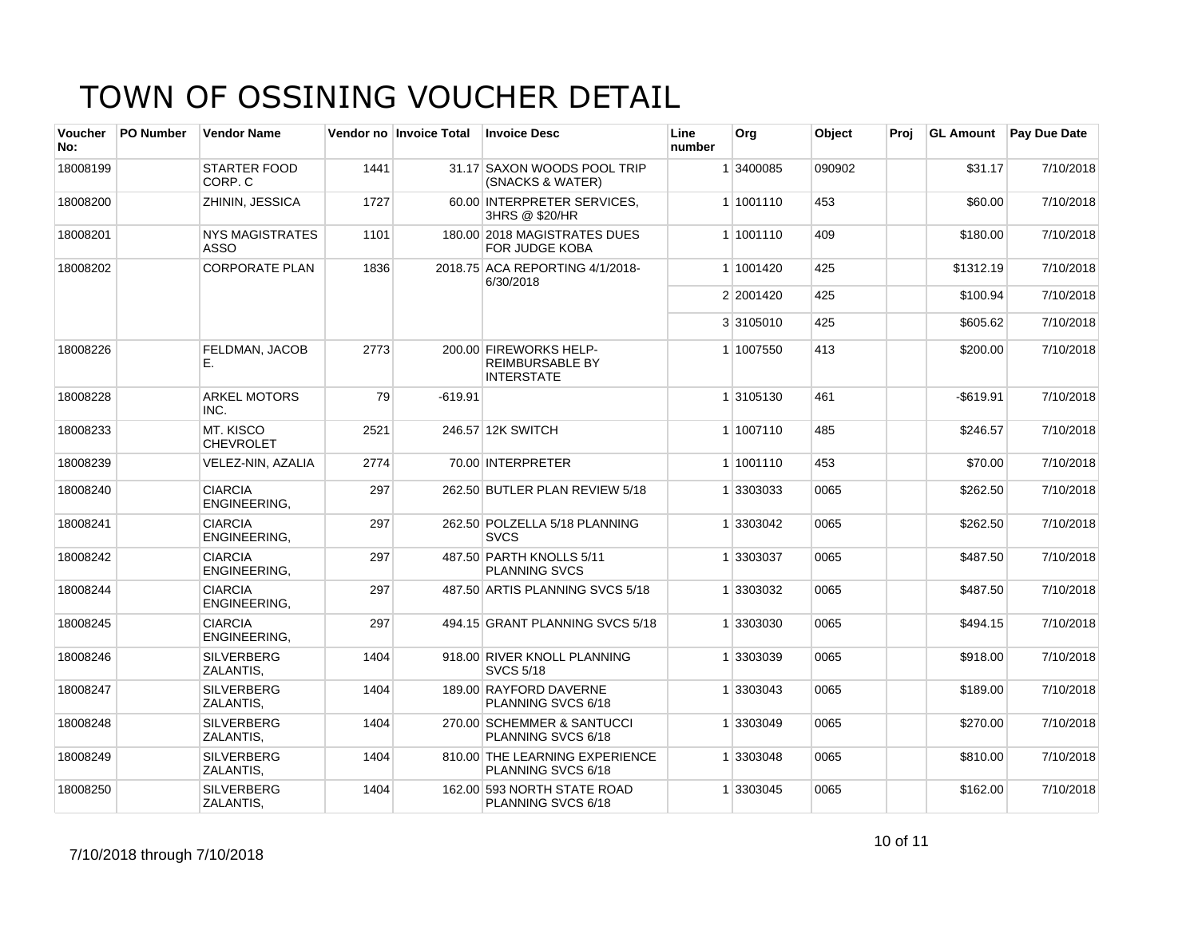# TOWN OF OSSINING VOUCHER DETAIL

| Voucher No: | PO Number | Vendor Name | Vendor no | Invoice Total | Invoice Desc | Line number | Org | Object | Proj | GL Amount | Pay Due Date |
|---|---|---|---|---|---|---|---|---|---|---|---|
| 18008199 | | STARTER FOOD CORP. C | 1441 | 31.17 | SAXON WOODS POOL TRIP (SNACKS & WATER) | 1 | 3400085 | 090902 | | $31.17 | 7/10/2018 |
| 18008200 | | ZHININ, JESSICA | 1727 | 60.00 | INTERPRETER SERVICES, 3HRS @ $20/HR | 1 | 1001110 | 453 | | $60.00 | 7/10/2018 |
| 18008201 | | NYS MAGISTRATES ASSO | 1101 | 180.00 | 2018 MAGISTRATES DUES FOR JUDGE KOBA | 1 | 1001110 | 409 | | $180.00 | 7/10/2018 |
| 18008202 | | CORPORATE PLAN | 1836 | 2018.75 | ACA REPORTING 4/1/2018-6/30/2018 | 1 | 1001420 | 425 | | $1312.19 | 7/10/2018 |
| | | | | | | 2 | 2001420 | 425 | | $100.94 | 7/10/2018 |
| | | | | | | 3 | 3105010 | 425 | | $605.62 | 7/10/2018 |
| 18008226 | | FELDMAN, JACOB E. | 2773 | 200.00 | FIREWORKS HELP-REIMBURSABLE BY INTERSTATE | 1 | 1007550 | 413 | | $200.00 | 7/10/2018 |
| 18008228 | | ARKEL MOTORS INC. | 79 | -619.91 | | 1 | 3105130 | 461 | | -$619.91 | 7/10/2018 |
| 18008233 | | MT. KISCO CHEVROLET | 2521 | 246.57 | 12K SWITCH | 1 | 1007110 | 485 | | $246.57 | 7/10/2018 |
| 18008239 | | VELEZ-NIN, AZALIA | 2774 | 70.00 | INTERPRETER | 1 | 1001110 | 453 | | $70.00 | 7/10/2018 |
| 18008240 | | CIARCIA ENGINEERING, | 297 | 262.50 | BUTLER PLAN REVIEW 5/18 | 1 | 3303033 | 0065 | | $262.50 | 7/10/2018 |
| 18008241 | | CIARCIA ENGINEERING, | 297 | 262.50 | POLZELLA 5/18 PLANNING SVCS | 1 | 3303042 | 0065 | | $262.50 | 7/10/2018 |
| 18008242 | | CIARCIA ENGINEERING, | 297 | 487.50 | PARTH KNOLLS 5/11 PLANNING SVCS | 1 | 3303037 | 0065 | | $487.50 | 7/10/2018 |
| 18008244 | | CIARCIA ENGINEERING, | 297 | 487.50 | ARTIS PLANNING SVCS 5/18 | 1 | 3303032 | 0065 | | $487.50 | 7/10/2018 |
| 18008245 | | CIARCIA ENGINEERING, | 297 | 494.15 | GRANT PLANNING SVCS 5/18 | 1 | 3303030 | 0065 | | $494.15 | 7/10/2018 |
| 18008246 | | SILVERBERG ZALANTIS, | 1404 | 918.00 | RIVER KNOLL PLANNING SVCS 5/18 | 1 | 3303039 | 0065 | | $918.00 | 7/10/2018 |
| 18008247 | | SILVERBERG ZALANTIS, | 1404 | 189.00 | RAYFORD DAVERNE PLANNING SVCS 6/18 | 1 | 3303043 | 0065 | | $189.00 | 7/10/2018 |
| 18008248 | | SILVERBERG ZALANTIS, | 1404 | 270.00 | SCHEMMER & SANTUCCI PLANNING SVCS 6/18 | 1 | 3303049 | 0065 | | $270.00 | 7/10/2018 |
| 18008249 | | SILVERBERG ZALANTIS, | 1404 | 810.00 | THE LEARNING EXPERIENCE PLANNING SVCS 6/18 | 1 | 3303048 | 0065 | | $810.00 | 7/10/2018 |
| 18008250 | | SILVERBERG ZALANTIS, | 1404 | 162.00 | 593 NORTH STATE ROAD PLANNING SVCS 6/18 | 1 | 3303045 | 0065 | | $162.00 | 7/10/2018 |

7/10/2018 through 7/10/2018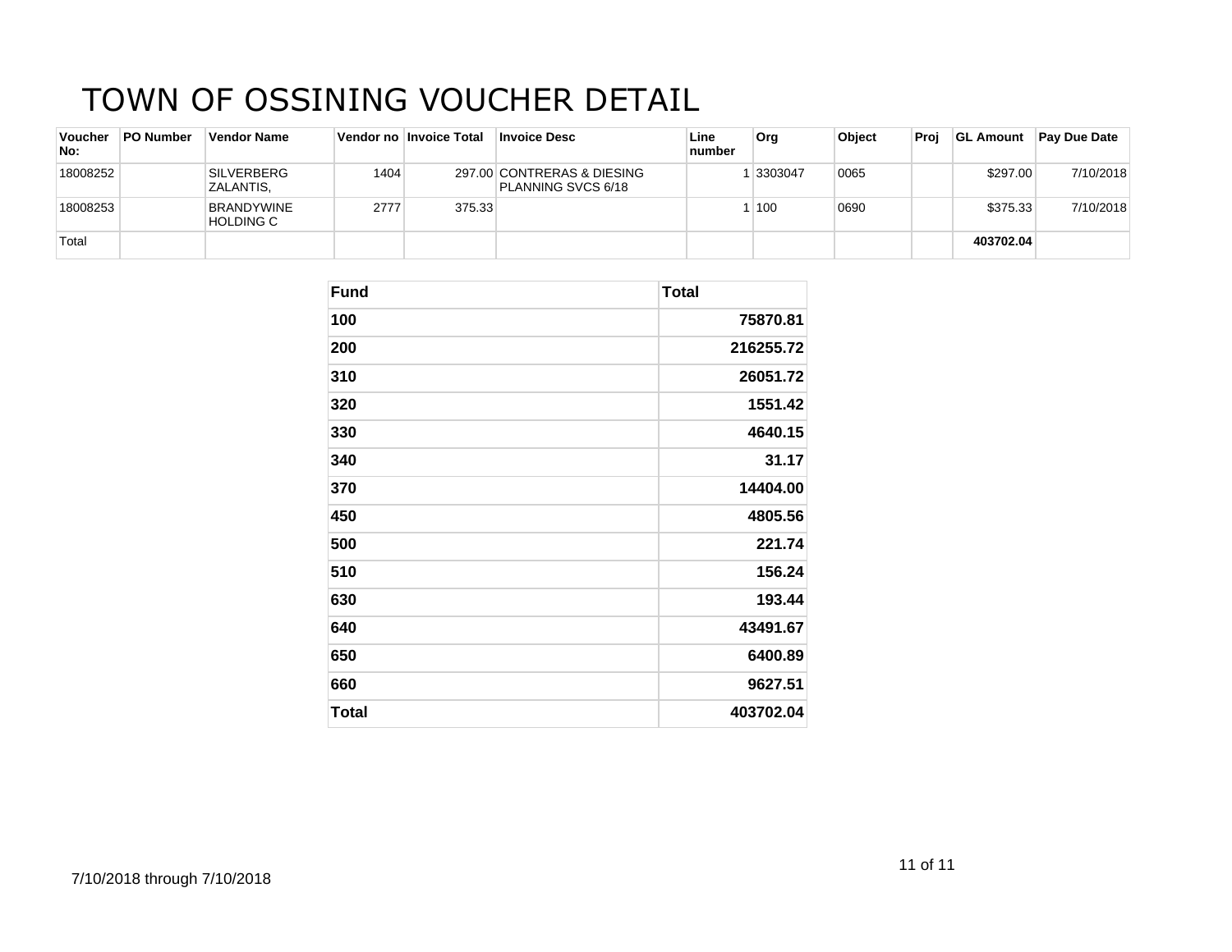# TOWN OF OSSINING VOUCHER DETAIL

| Voucher No: | PO Number | Vendor Name | Vendor no | Invoice Total | Invoice Desc | Line number | Org | Object | Proj | GL Amount | Pay Due Date |
|---|---|---|---|---|---|---|---|---|---|---|---|
| 18008252 | | SILVERBERG ZALANTIS, | 1404 | 297.00 | CONTRERAS & DIESING PLANNING SVCS 6/18 | 1 | 3303047 | 0065 | | $297.00 | 7/10/2018 |
| 18008253 | | BRANDYWINE HOLDING C | 2777 | 375.33 | | 1 | 100 | 0690 | | $375.33 | 7/10/2018 |
| Total | | | | | | | | | | **403702.04** | |

| Fund | Total |
|---|---|
| **100** | **75870.81** |
| **200** | **216255.72** |
| **310** | **26051.72** |
| **320** | **1551.42** |
| **330** | **4640.15** |
| **340** | **31.17** |
| **370** | **14404.00** |
| **450** | **4805.56** |
| **500** | **221.74** |
| **510** | **156.24** |
| **630** | **193.44** |
| **640** | **43491.67** |
| **650** | **6400.89** |
| **660** | **9627.51** |
| **Total** | **403702.04** |

7/10/2018 through 7/10/2018